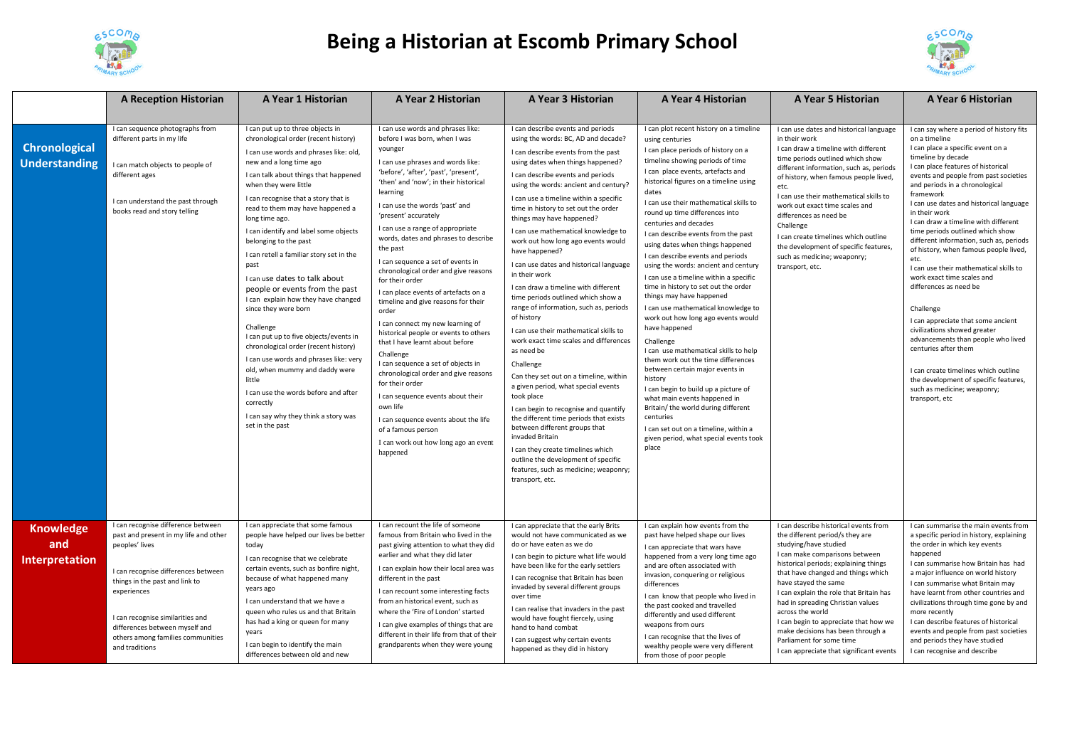# Being a Historian at Escomb Primary School

| | A Reception Historian | A Year 1 Historian | A Year 2 Historian | A Year 3 Historian | A Year 4 Historian | A Year 5 Historian | A Year 6 Historian |
|---|---|---|---|---|---|---|---|
| **Chronological Understanding** | I can sequence photographs from different parts in my life<br><br>I can match objects to people of different ages<br><br>I can understand the past through books read and story telling | I can put up to three objects in chronological order (recent history)<br>I can use words and phrases like: old, new and a long time ago<br>I can talk about things that happened when they were little<br>I can recognise that a story that is read to them may have happened a long time ago.<br>I can identify and label some objects belonging to the past<br>I can retell a familiar story set in the past<br>I can use dates to talk about people or events from the past<br>I can explain how they have changed since they were born<br><br>Challenge<br>I can put up to five objects/events in chronological order (recent history)<br>I can use words and phrases like: very old, when mummy and daddy were little<br>I can use the words before and after correctly<br>I can say why they think a story was set in the past | I can use words and phrases like: before I was born, when I was younger<br>I can use phrases and words like: 'before', 'after', 'past', 'present', 'then' and 'now'; in their historical learning<br>I can use the words 'past' and 'present' accurately<br>I can use a range of appropriate words, dates and phrases to describe the past<br>I can sequence a set of events in chronological order and give reasons for their order<br>I can place events of artefacts on a timeline and give reasons for their order<br>I can connect my new learning of historical people or events to others that I have learnt about before<br>Challenge<br>I can sequence a set of objects in chronological order and give reasons for their order<br>I can sequence events about their own life<br>I can sequence events about the life of a famous person<br>I can work out how long ago an event happened | I can describe events and periods using the words: BC, AD and decade?<br>I can describe events from the past using dates when things happened?<br>I can describe events and periods using the words: ancient and century?<br>I can use a timeline within a specific time in history to set out the order things may have happened?<br>I can use mathematical knowledge to work out how long ago events would have happened?<br>I can use dates and historical language in their work<br>I can draw a timeline with different time periods outlined which show a range of information, such as, periods of history<br>I can use their mathematical skills to work exact time scales and differences as need be<br>Challenge<br>Can they set out on a timeline, within a given period, what special events took place<br>I can begin to recognise and quantify the different time periods that exists between different groups that invaded Britain<br>I can they create timelines which outline the development of specific features, such as medicine; weaponry; transport, etc. | I can plot recent history on a timeline using centuries<br>I can place periods of history on a timeline showing periods of time<br>I can place events, artefacts and historical figures on a timeline using dates<br>I can use their mathematical skills to round up time differences into centuries and decades<br>I can describe events from the past using dates when things happened<br>I can describe events and periods using the words: ancient and century<br>I can use a timeline within a specific time in history to set out the order things may have happened<br>I can use mathematical knowledge to work out how long ago events would have happened<br>Challenge<br>I can use mathematical skills to help them work out the time differences between certain major events in history<br>I can begin to build up a picture of what main events happened in Britain/ the world during different centuries<br>I can set out on a timeline, within a given period, what special events took place | I can use dates and historical language in their work<br>I can draw a timeline with different time periods outlined which show different information, such as, periods of history, when famous people lived, etc.<br>I can use their mathematical skills to work out exact time scales and differences as need be<br>Challenge<br>I can create timelines which outline the development of specific features, such as medicine; weaponry; transport, etc. | I can say where a period of history fits on a timeline<br>I can place a specific event on a timeline by decade<br>I can place features of historical events and people from past societies and periods in a chronological framework<br>I can use dates and historical language in their work<br>I can draw a timeline with different time periods outlined which show different information, such as, periods of history, when famous people lived, etc.<br>I can use their mathematical skills to work exact time scales and differences as need be<br><br>Challenge<br>I can appreciate that some ancient civilizations showed greater advancements than people who lived centuries after them<br><br>I can create timelines which outline the development of specific features, such as medicine; weaponry; transport, etc |
| **Knowledge and Interpretation** | I can recognise difference between past and present in my life and other peoples' lives<br><br>I can recognise differences between things in the past and link to experiences<br><br>I can recognise similarities and differences between myself and others among families communities and traditions | I can appreciate that some famous people have helped our lives be better today<br>I can recognise that we celebrate certain events, such as bonfire night, because of what happened many years ago<br>I can understand that we have a queen who rules us and that Britain has had a king or queen for many years<br>I can begin to identify the main differences between old and new | I can recount the life of someone famous from Britain who lived in the past giving attention to what they did earlier and what they did later<br>I can explain how their local area was different in the past<br>I can recount some interesting facts from an historical event, such as where the 'Fire of London' started<br>I can give examples of things that are different in their life from that of their grandparents when they were young | I can appreciate that the early Brits would not have communicated as we do or have eaten as we do<br>I can begin to picture what life would have been like for the early settlers<br>I can recognise that Britain has been invaded by several different groups over time<br>I can realise that invaders in the past would have fought fiercely, using hand to hand combat<br>I can suggest why certain events happened as they did in history | I can explain how events from the past have helped shape our lives<br>I can appreciate that wars have happened from a very long time ago and are often associated with invasion, conquering or religious differences<br>I can know that people who lived in the past cooked and travelled differently and used different weapons from ours<br>I can recognise that the lives of wealthy people were very different from those of poor people | I can describe historical events from the different period/s they are studying/have studied<br>I can make comparisons between historical periods; explaining things that have changed and things which have stayed the same<br>I can explain the role that Britain has had in spreading Christian values across the world<br>I can begin to appreciate that how we make decisions has been through a Parliament for some time<br>I can appreciate that significant events | I can summarise the main events from a specific period in history, explaining the order in which key events happened<br>I can summarise how Britain has had a major influence on world history<br>I can summarise what Britain may have learnt from other countries and civilizations through time gone by and more recently<br>I can describe features of historical events and people from past societies and periods they have studied<br>I can recognise and describe |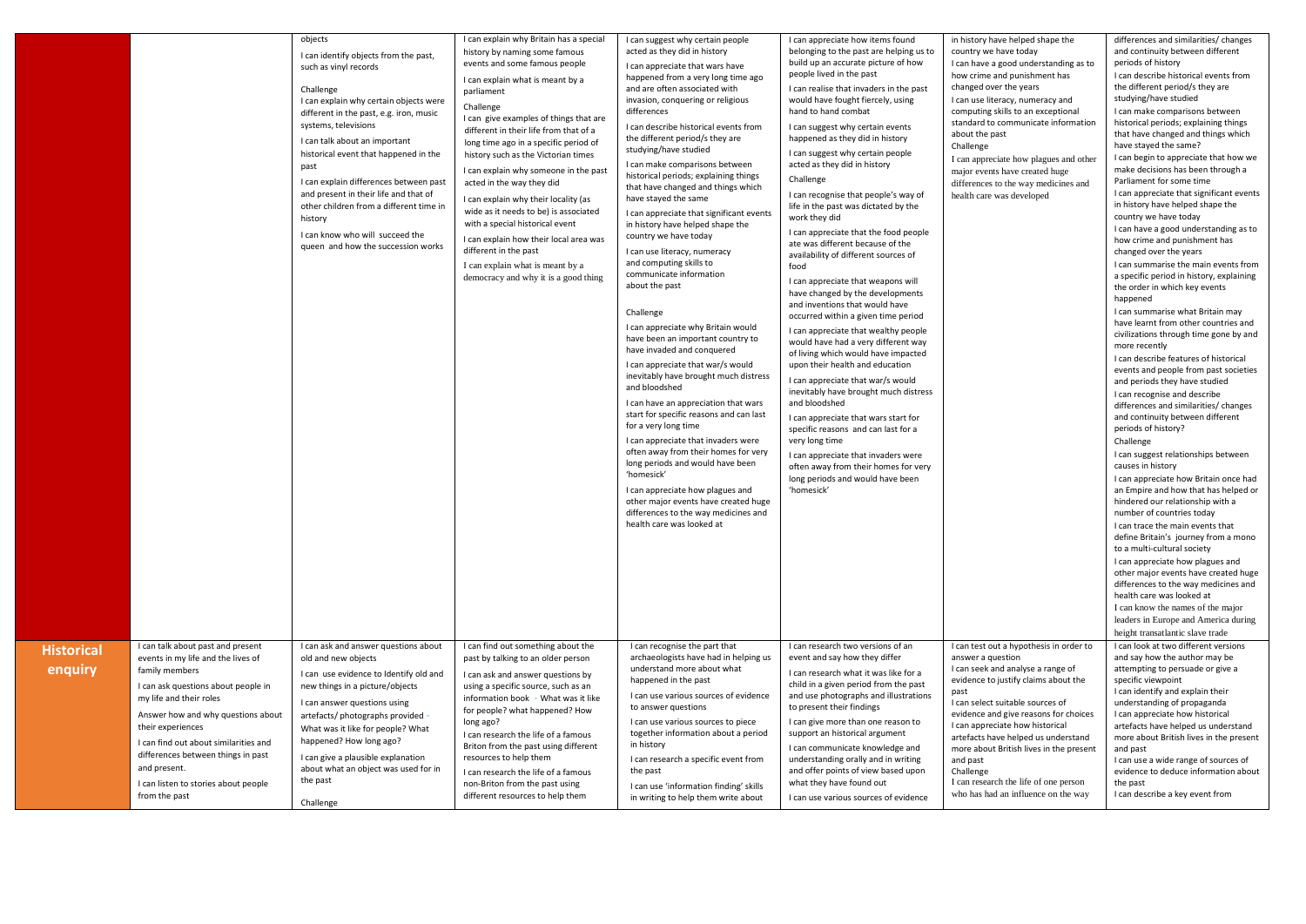| | | | | | | | |
|---|---|---|---|---|---|---|---|
| | | objects<br>I can identify objects from the past, such as vinyl records<br>Challenge<br>I can explain why certain objects were different in the past, e.g. iron, music systems, televisions<br>I can talk about an important historical event that happened in the past<br>I can explain differences between past and present in their life and that of other children from a different time in history<br>I can know who will succeed the queen and how the succession works | I can explain why Britain has a special history by naming some famous events and some famous people<br>I can explain what is meant by a parliament<br>Challenge<br>I can give examples of things that are different in their life from that of a long time ago in a specific period of history such as the Victorian times<br>I can explain why someone in the past acted in the way they did<br>I can explain why their locality (as wide as it needs to be) is associated with a special historical event<br>I can explain how their local area was different in the past<br>I can explain what is meant by a democracy and why it is a good thing | I can suggest why certain people acted as they did in history<br>I can appreciate that wars have happened from a very long time ago and are often associated with invasion, conquering or religious differences<br>I can describe historical events from the different period/s they are studying/have studied<br>I can make comparisons between historical periods; explaining things that have changed and things which have stayed the same<br>I can appreciate that significant events in history have helped shape the country we have today<br>I can use literacy, numeracy and computing skills to communicate information about the past<br>Challenge<br>I can appreciate why Britain would have been an important country to have invaded and conquered<br>I can appreciate that war/s would inevitably have brought much distress and bloodshed<br>I can have an appreciation that wars start for specific reasons and can last for a very long time<br>I can appreciate that invaders were often away from their homes for very long periods and would have been 'homesick'<br>I can appreciate how plagues and other major events have created huge differences to the way medicines and health care was looked at | I can appreciate how items found belonging to the past are helping us to build up an accurate picture of how people lived in the past<br>I can realise that invaders in the past would have fought fiercely, using hand to hand combat<br>I can suggest why certain events happened as they did in history<br>I can suggest why certain people acted as they did in history<br>Challenge<br>I can recognise that people's way of life in the past was dictated by the work they did<br>I can appreciate that the food people ate was different because of the availability of different sources of food<br>I can appreciate that weapons will have changed by the developments and inventions that would have occurred within a given time period<br>I can appreciate that wealthy people would have had a very different way of living which would have impacted upon their health and education<br>I can appreciate that war/s would inevitably have brought much distress and bloodshed<br>I can appreciate that wars start for specific reasons and can last for a very long time<br>I can appreciate that invaders were often away from their homes for very long periods and would have been 'homesick' | in history have helped shape the country we have today<br>I can have a good understanding as to how crime and punishment has changed over the years<br>I can use literacy, numeracy and computing skills to an exceptional standard to communicate information about the past<br>Challenge<br>I can appreciate how plagues and other major events have created huge differences to the way medicines and health care was developed | differences and similarities/ changes and continuity between different periods of history<br>I can describe historical events from the different period/s they are studying/have studied<br>I can make comparisons between historical periods; explaining things that have changed and things which have stayed the same?<br>I can begin to appreciate that how we make decisions has been through a Parliament for some time<br>I can appreciate that significant events in history have helped shape the country we have today<br>I can have a good understanding as to how crime and punishment has changed over the years<br>I can summarise the main events from a specific period in history, explaining the order in which key events happened<br>I can summarise what Britain may have learnt from other countries and civilizations through time gone by and more recently<br>I can describe features of historical events and people from past societies and periods they have studied<br>I can recognise and describe differences and similarities/ changes and continuity between different periods of history?<br>Challenge<br>I can suggest relationships between causes in history<br>I can appreciate how Britain once had an Empire and how that has helped or hindered our relationship with a number of countries today<br>I can trace the main events that define Britain's journey from a mono to a multi-cultural society<br>I can appreciate how plagues and other major events have created huge differences to the way medicines and health care was looked at<br>I can know the names of the major leaders in Europe and America during height transatlantic slave trade |
| **Historical enquiry** | I can talk about past and present events in my life and the lives of family members<br>I can ask questions about people in my life and their roles<br>Answer how and why questions about their experiences<br>I can find out about similarities and differences between things in past and present.<br>I can listen to stories about people from the past | I can ask and answer questions about old and new objects<br>I can use evidence to Identify old and new things in a picture/objects<br>I can answer questions using artefacts/ photographs provided - What was it like for people? What happened? How long ago?<br>I can give a plausible explanation about what an object was used for in the past<br>Challenge | I can find out something about the past by talking to an older person<br>I can ask and answer questions by using a specific source, such as an information book - What was it like for people? what happened? How long ago?<br>I can research the life of a famous Briton from the past using different resources to help them<br>I can research the life of a famous non-Briton from the past using different resources to help them | I can recognise the part that archaeologists have had in helping us understand more about what happened in the past<br>I can use various sources of evidence to answer questions<br>I can use various sources to piece together information about a period in history<br>I can research a specific event from the past<br>I can use 'information finding' skills in writing to help them write about | I can research two versions of an event and say how they differ<br>I can research what it was like for a child in a given period from the past and use photographs and illustrations to present their findings<br>I can give more than one reason to support an historical argument<br>I can communicate knowledge and understanding orally and in writing and offer points of view based upon what they have found out<br>I can use various sources of evidence | I can test out a hypothesis in order to answer a question<br>I can seek and analyse a range of evidence to justify claims about the past<br>I can select suitable sources of evidence and give reasons for choices<br>I can appreciate how historical artefacts have helped us understand more about British lives in the present and past<br>Challenge<br>I can research the life of one person who has had an influence on the way | I can look at two different versions and say how the author may be attempting to persuade or give a specific viewpoint<br>I can identify and explain their understanding of propaganda<br>I can appreciate how historical artefacts have helped us understand more about British lives in the present and past<br>I can use a wide range of sources of evidence to deduce information about the past<br>I can describe a key event from |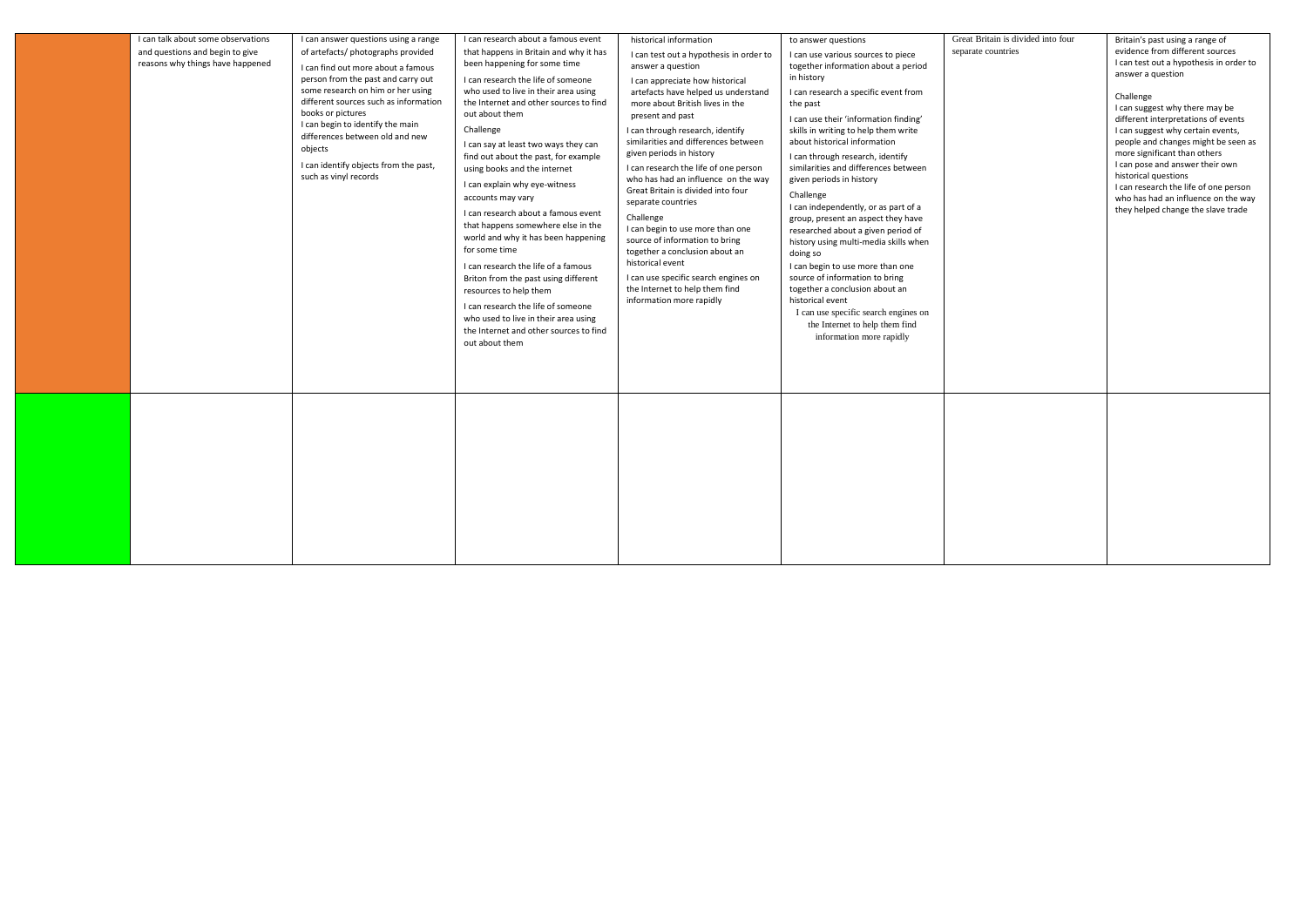| | | | | | | | |
|---|---|---|---|---|---|---|---|
| | I can talk about some observations and questions and begin to give reasons why things have happened | I can answer questions using a range of artefacts/ photographs provided<br>I can find out more about a famous person from the past and carry out some research on him or her using different sources such as information books or pictures<br>I can begin to identify the main differences between old and new objects<br>I can identify objects from the past, such as vinyl records | I can research about a famous event that happens in Britain and why it has been happening for some time<br>I can research the life of someone who used to live in their area using the Internet and other sources to find out about them<br>Challenge<br>I can say at least two ways they can find out about the past, for example using books and the internet<br>I can explain why eye-witness accounts may vary<br>I can research about a famous event that happens somewhere else in the world and why it has been happening for some time<br>I can research the life of a famous Briton from the past using different resources to help them<br>I can research the life of someone who used to live in their area using the Internet and other sources to find out about them | historical information<br>I can test out a hypothesis in order to answer a question<br>I can appreciate how historical artefacts have helped us understand more about British lives in the present and past<br>I can through research, identify similarities and differences between given periods in history<br>I can research the life of one person who has had an influence on the way Great Britain is divided into four separate countries<br>Challenge<br>I can begin to use more than one source of information to bring together a conclusion about an historical event<br>I can use specific search engines on the Internet to help them find information more rapidly | to answer questions<br>I can use various sources to piece together information about a period in history<br>I can research a specific event from the past<br>I can use their 'information finding' skills in writing to help them write about historical information<br>I can through research, identify similarities and differences between given periods in history<br>Challenge<br>I can independently, or as part of a group, present an aspect they have researched about a given period of history using multi-media skills when doing so<br>I can begin to use more than one source of information to bring together a conclusion about an historical event<br>I can use specific search engines on the Internet to help them find information more rapidly | Great Britain is divided into four separate countries | Britain's past using a range of evidence from different sources<br>I can test out a hypothesis in order to answer a question<br>Challenge<br>I can suggest why there may be different interpretations of events<br>I can suggest why certain events, people and changes might be seen as more significant than others<br>I can pose and answer their own historical questions<br>I can research the life of one person who has had an influence on the way they helped change the slave trade |
| | | | | | | | |